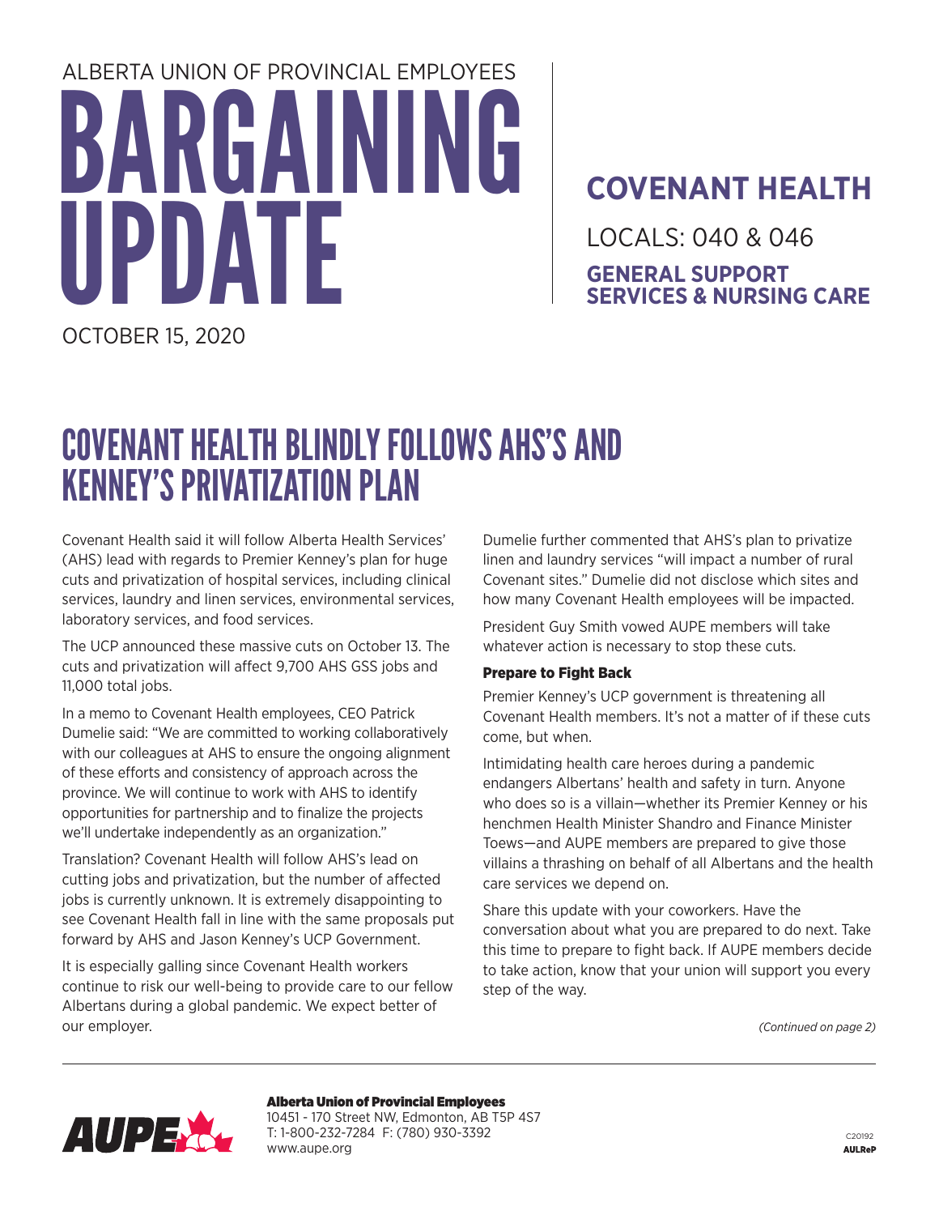ALBERTA UNION OF PROVINCIAL EMPLOYEES

# BARGAINING UPDATE

OCTOBER 15, 2020

**COVENANT HEALTH**

LOCALS: 040 & 046

**GENERAL SUPPORT SERVICES & NURSING CARE**

## COVENANT HEALTH BLINDLY FOLLOWS AHS'S AND KENNEY'S PRIVATIZATION PLAN

Covenant Health said it will follow Alberta Health Services' (AHS) lead with regards to Premier Kenney's plan for huge cuts and privatization of hospital services, including clinical services, laundry and linen services, environmental services, laboratory services, and food services.

The UCP announced these massive cuts on October 13. The cuts and privatization will affect 9,700 AHS GSS jobs and 11,000 total jobs.

In a memo to Covenant Health employees, CEO Patrick Dumelie said: "We are committed to working collaboratively with our colleagues at AHS to ensure the ongoing alignment of these efforts and consistency of approach across the province. We will continue to work with AHS to identify opportunities for partnership and to finalize the projects we'll undertake independently as an organization."

Translation? Covenant Health will follow AHS's lead on cutting jobs and privatization, but the number of affected jobs is currently unknown. It is extremely disappointing to see Covenant Health fall in line with the same proposals put forward by AHS and Jason Kenney's UCP Government.

It is especially galling since Covenant Health workers continue to risk our well-being to provide care to our fellow Albertans during a global pandemic. We expect better of our employer.

Dumelie further commented that AHS's plan to privatize linen and laundry services "will impact a number of rural Covenant sites." Dumelie did not disclose which sites and how many Covenant Health employees will be impacted.

President Guy Smith vowed AUPE members will take whatever action is necessary to stop these cuts.

### Prepare to Fight Back

Premier Kenney's UCP government is threatening all Covenant Health members. It's not a matter of if these cuts come, but when.

Intimidating health care heroes during a pandemic endangers Albertans' health and safety in turn. Anyone who does so is a villain—whether its Premier Kenney or his henchmen Health Minister Shandro and Finance Minister Toews—and AUPE members are prepared to give those villains a thrashing on behalf of all Albertans and the health care services we depend on.

Share this update with your coworkers. Have the conversation about what you are prepared to do next. Take this time to prepare to fight back. If AUPE members decide to take action, know that your union will support you every step of the way.

*(Continued on page 2)*

**Alberta Union of Provincial Employees**
10451 - 170 Street NW, Edmonton, AB T5P 4S7
T: 1-800-232-7284 F: (780) 930-3392
www.aupe.org

C20192
AULReP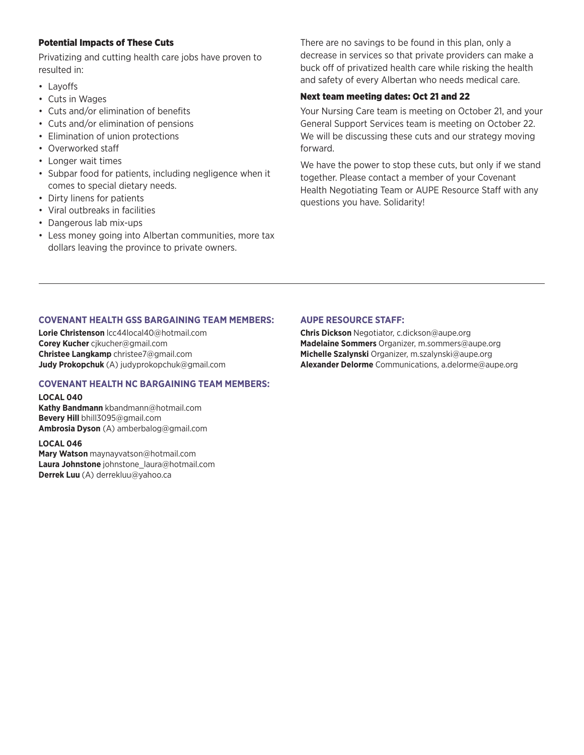### Potential Impacts of These Cuts

Privatizing and cutting health care jobs have proven to resulted in:

- Layoffs
- Cuts in Wages
- Cuts and/or elimination of benefits
- Cuts and/or elimination of pensions
- Elimination of union protections
- Overworked staff
- Longer wait times
- Subpar food for patients, including negligence when it comes to special dietary needs.
- Dirty linens for patients
- Viral outbreaks in facilities
- Dangerous lab mix-ups
- Less money going into Albertan communities, more tax dollars leaving the province to private owners.

There are no savings to be found in this plan, only a decrease in services so that private providers can make a buck off of privatized health care while risking the health and safety of every Albertan who needs medical care.

### Next team meeting dates: Oct 21 and 22

Your Nursing Care team is meeting on October 21, and your General Support Services team is meeting on October 22. We will be discussing these cuts and our strategy moving forward.

We have the power to stop these cuts, but only if we stand together. Please contact a member of your Covenant Health Negotiating Team or AUPE Resource Staff with any questions you have. Solidarity!

---

#### COVENANT HEALTH GSS BARGAINING TEAM MEMBERS:

**Lorie Christenson** lcc44local40@hotmail.com
**Corey Kucher** cjkucher@gmail.com
**Christee Langkamp** christee7@gmail.com
**Judy Prokopchuk** (A) judyprokopchuk@gmail.com

#### COVENANT HEALTH NC BARGAINING TEAM MEMBERS:

**LOCAL 040**
**Kathy Bandmann** kbandmann@hotmail.com
**Bevery Hill** bhill3095@gmail.com
**Ambrosia Dyson** (A) amberbalog@gmail.com

**LOCAL 046**
**Mary Watson** maynayvatson@hotmail.com
**Laura Johnstone** johnstone_laura@hotmail.com
**Derrek Luu** (A) derrekluu@yahoo.ca

#### AUPE RESOURCE STAFF:

**Chris Dickson** Negotiator, c.dickson@aupe.org
**Madelaine Sommers** Organizer, m.sommers@aupe.org
**Michelle Szalynski** Organizer, m.szalynski@aupe.org
**Alexander Delorme** Communications, a.delorme@aupe.org